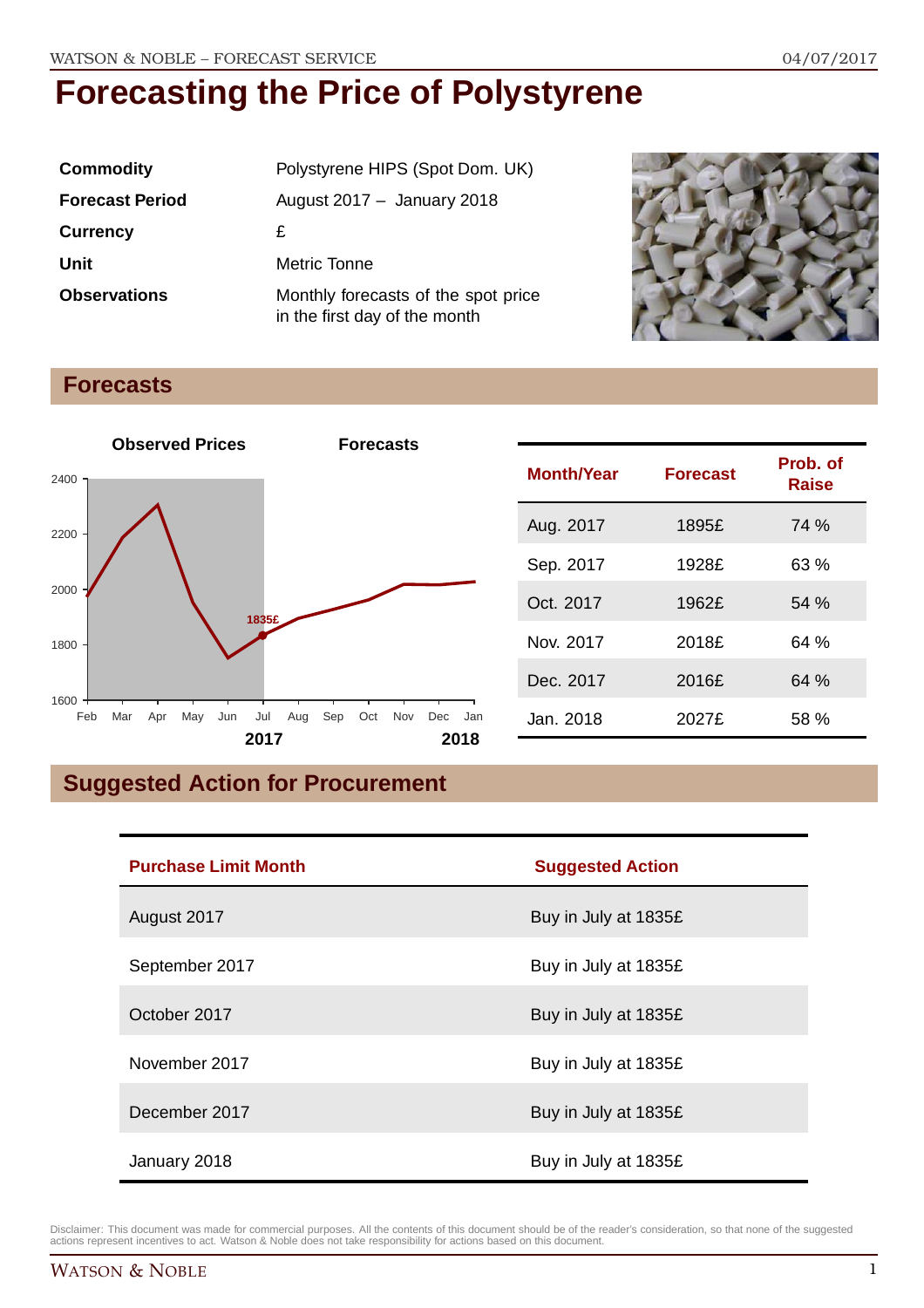# Forecasting the Price of Polystyrene

| | |
|---|---|
| **Commodity** | Polystyrene HIPS (Spot Dom. UK) |
| **Forecast Period** | August 2017 – January 2018 |
| **Currency** | £ |
| **Unit** | Metric Tonne |
| **Observations** | Monthly forecasts of the spot price in the first day of the month |

## Forecasts

| Month/Year | Forecast | Prob. of Raise |
|---|---|---|
| Aug. 2017 | 1895£ | 74 % |
| Sep. 2017 | 1928£ | 63 % |
| Oct. 2017 | 1962£ | 54 % |
| Nov. 2017 | 2018£ | 64 % |
| Dec. 2017 | 2016£ | 64 % |
| Jan. 2018 | 2027£ | 58 % |

## Suggested Action for Procurement

| Purchase Limit Month | Suggested Action |
|---|---|
| August 2017 | Buy in July at 1835£ |
| September 2017 | Buy in July at 1835£ |
| October 2017 | Buy in July at 1835£ |
| November 2017 | Buy in July at 1835£ |
| December 2017 | Buy in July at 1835£ |
| January 2018 | Buy in July at 1835£ |

Disclaimer: This document was made for commercial purposes. All the contents of this document should be of the reader's consideration, so that none of the suggested actions represent incentives to act. Watson & Noble does not take responsibility for actions based on this document.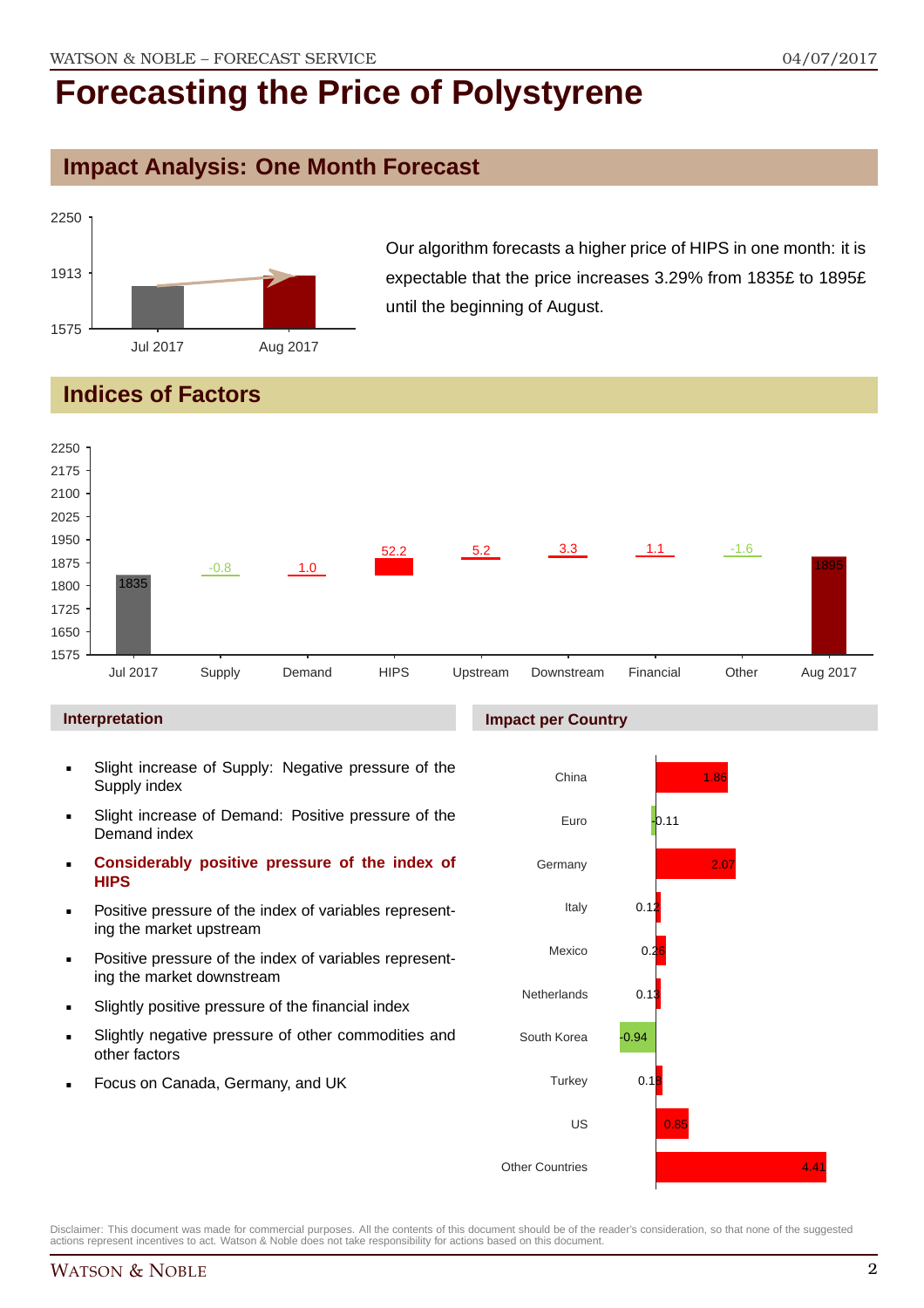# Forecasting the Price of Polystyrene

## Impact Analysis: One Month Forecast

Our algorithm forecasts a higher price of HIPS in one month: it is expectable that the price increases 3.29% from 1835£ to 1895£ until the beginning of August.

## Indices of Factors

| Jul 2017 | Supply | Demand | HIPS | Upstream | Downstream | Financial | Other | Aug 2017 |
|---|---|---|---|---|---|---|---|---|
| 1835 | -0.8 | 1.0 | 52.2 | 5.2 | 3.3 | 1.1 | -1.6 | 1895 |

### Interpretation

- Slight increase of Supply: Negative pressure of the Supply index
- Slight increase of Demand: Positive pressure of the Demand index
- **Considerably positive pressure of the index of HIPS**
- Positive pressure of the index of variables representing the market upstream
- Positive pressure of the index of variables representing the market downstream
- Slightly positive pressure of the financial index
- Slightly negative pressure of other commodities and other factors
- Focus on Canada, Germany, and UK

### Impact per Country

| Country | Impact |
|---|---|
| China | 1.86 |
| Euro | -0.11 |
| Germany | 2.07 |
| Italy | 0.12 |
| Mexico | 0.26 |
| Netherlands | 0.13 |
| South Korea | -0.94 |
| Turkey | 0.18 |
| US | 0.85 |
| Other Countries | 4.41 |

Disclaimer: This document was made for commercial purposes. All the contents of this document should be of the reader's consideration, so that none of the suggested actions represent incentives to act. Watson & Noble does not take responsibility for actions based on this document.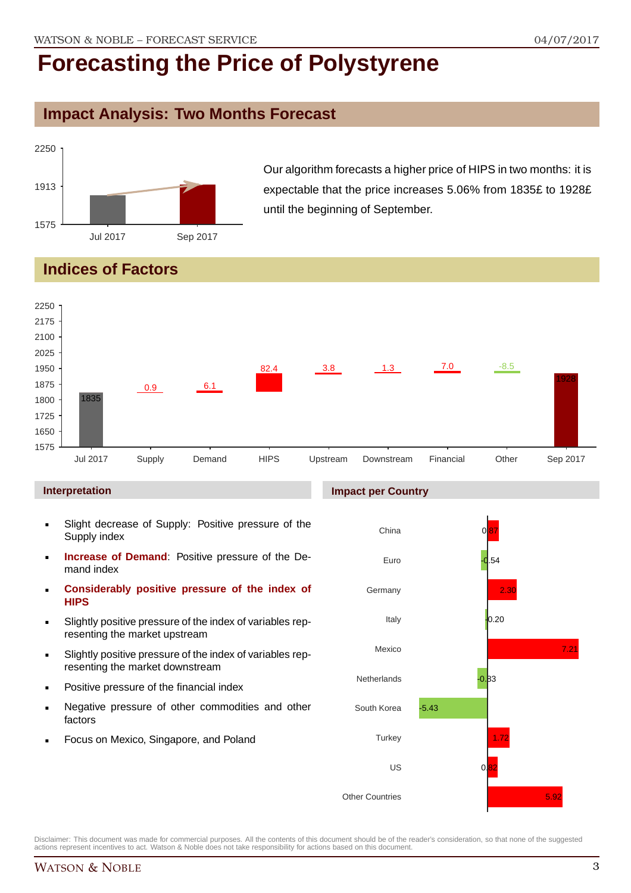# Forecasting the Price of Polystyrene

## Impact Analysis: Two Months Forecast

Our algorithm forecasts a higher price of HIPS in two months: it is expectable that the price increases 5.06% from 1835£ to 1928£ until the beginning of September.

## Indices of Factors

### Interpretation

- Slight decrease of Supply: Positive pressure of the Supply index
- **Increase of Demand**: Positive pressure of the Demand index
- **Considerably positive pressure of the index of HIPS**
- Slightly positive pressure of the index of variables representing the market upstream
- Slightly positive pressure of the index of variables representing the market downstream
- Positive pressure of the financial index
- Negative pressure of other commodities and other factors
- Focus on Mexico, Singapore, and Poland

### Impact per Country

Disclaimer: This document was made for commercial purposes. All the contents of this document should be of the reader's consideration, so that none of the suggested actions represent incentives to act. Watson & Noble does not take responsibility for actions based on this document.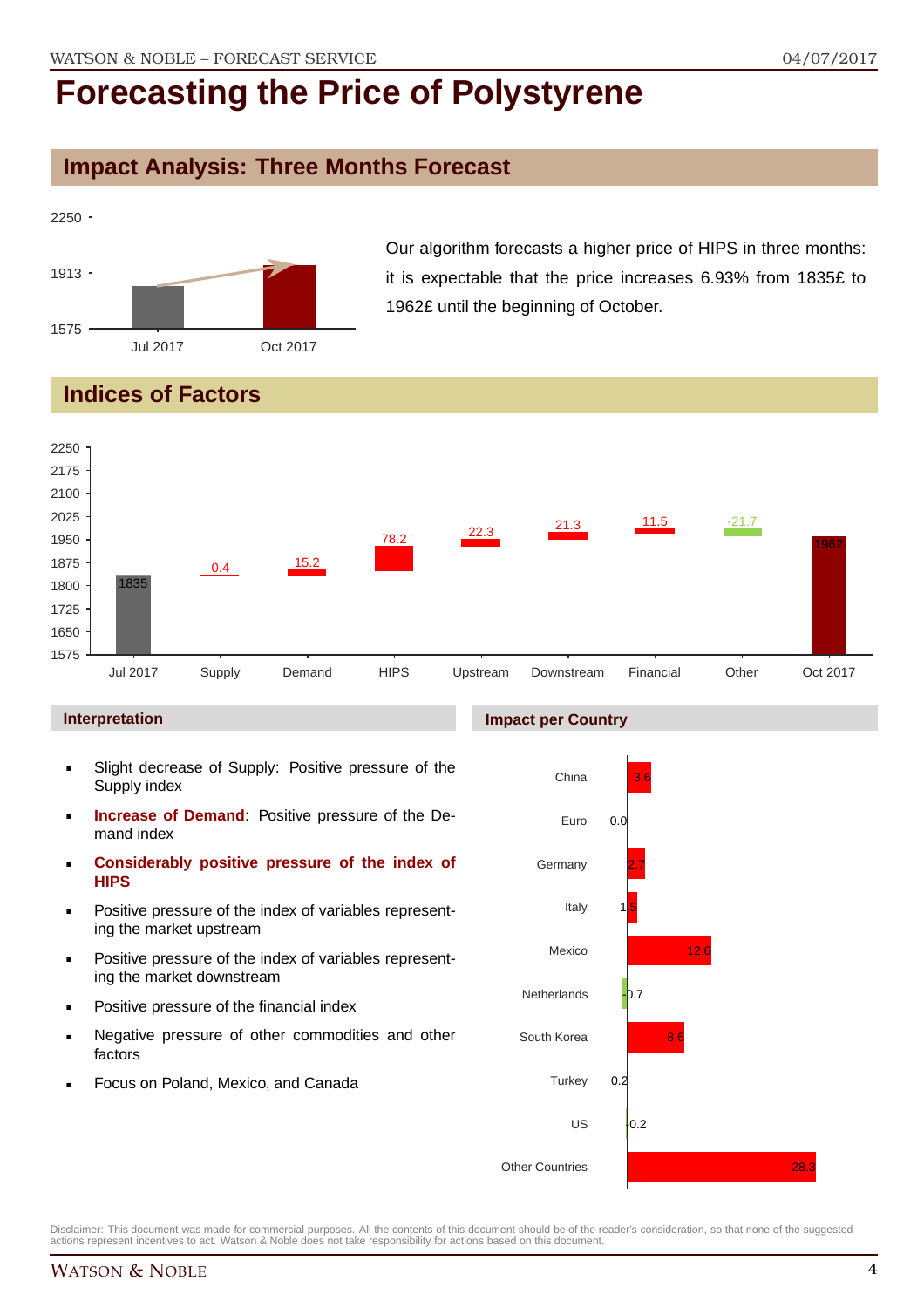// Forecasting the Price of Polystyrene

# Forecasting the Price of Polystyrene

## Impact Analysis: Three Months Forecast

Our algorithm forecasts a higher price of HIPS in three months: it is expectable that the price increases 6.93% from 1835£ to 1962£ until the beginning of October.

## Indices of Factors

| | Jul 2017 | Supply | Demand | HIPS | Upstream | Downstream | Financial | Other | Oct 2017 |
|---|---|---|---|---|---|---|---|---|---|
| Value | 1835 | 0.4 | 15.2 | 78.2 | 22.3 | 21.3 | 11.5 | -21.7 | 1962 |

### Interpretation

- Slight decrease of Supply: Positive pressure of the Supply index
- **Increase of Demand**: Positive pressure of the Demand index
- **Considerably positive pressure of the index of HIPS**
- Positive pressure of the index of variables representing the market upstream
- Positive pressure of the index of variables representing the market downstream
- Positive pressure of the financial index
- Negative pressure of other commodities and other factors
- Focus on Poland, Mexico, and Canada

### Impact per Country

| Country | Impact |
|---|---|
| China | 3.6 |
| Euro | 0.0 |
| Germany | 2.7 |
| Italy | 1.5 |
| Mexico | 12.6 |
| Netherlands | -0.7 |
| South Korea | 8.6 |
| Turkey | 0.2 |
| US | -0.2 |
| Other Countries | 28.3 |

Disclaimer: This document was made for commercial purposes. All the contents of this document should be of the reader's consideration, so that none of the suggested actions represent incentives to act. Watson & Noble does not take responsibility for actions based on this document.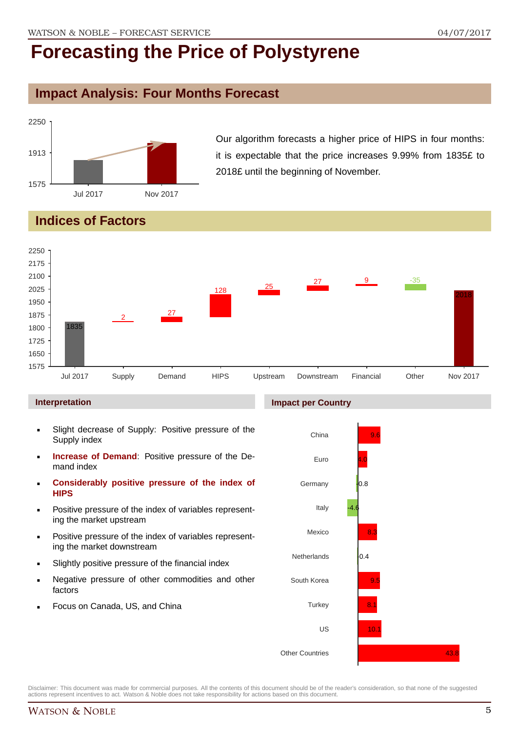# Forecasting the Price of Polystyrene

## Impact Analysis: Four Months Forecast

| | Jul 2017 | Nov 2017 |
|---|---|---|
| Price | 1835 | 2018 |

Our algorithm forecasts a higher price of HIPS in four months: it is expectable that the price increases 9.99% from 1835£ to 2018£ until the beginning of November.

## Indices of Factors

| Jul 2017 | Supply | Demand | HIPS | Upstream | Downstream | Financial | Other | Nov 2017 |
|---|---|---|---|---|---|---|---|---|
| 1835 | 2 | 27 | 128 | 25 | 27 | 9 | -35 | 2018 |

### Interpretation

- Slight decrease of Supply: Positive pressure of the Supply index
- **Increase of Demand**: Positive pressure of the Demand index
- **Considerably positive pressure of the index of HIPS**
- Positive pressure of the index of variables representing the market upstream
- Positive pressure of the index of variables representing the market downstream
- Slightly positive pressure of the financial index
- Negative pressure of other commodities and other factors
- Focus on Canada, US, and China

### Impact per Country

| Country | Impact |
|---|---|
| China | 9.6 |
| Euro | 4.0 |
| Germany | -0.8 |
| Italy | -4.6 |
| Mexico | 8.3 |
| Netherlands | -0.4 |
| South Korea | 9.5 |
| Turkey | 8.1 |
| US | 10.1 |
| Other Countries | 43.8 |

Disclaimer: This document was made for commercial purposes. All the contents of this document should be of the reader's consideration, so that none of the suggested actions represent incentives to act. Watson & Noble does not take responsibility for actions based on this document.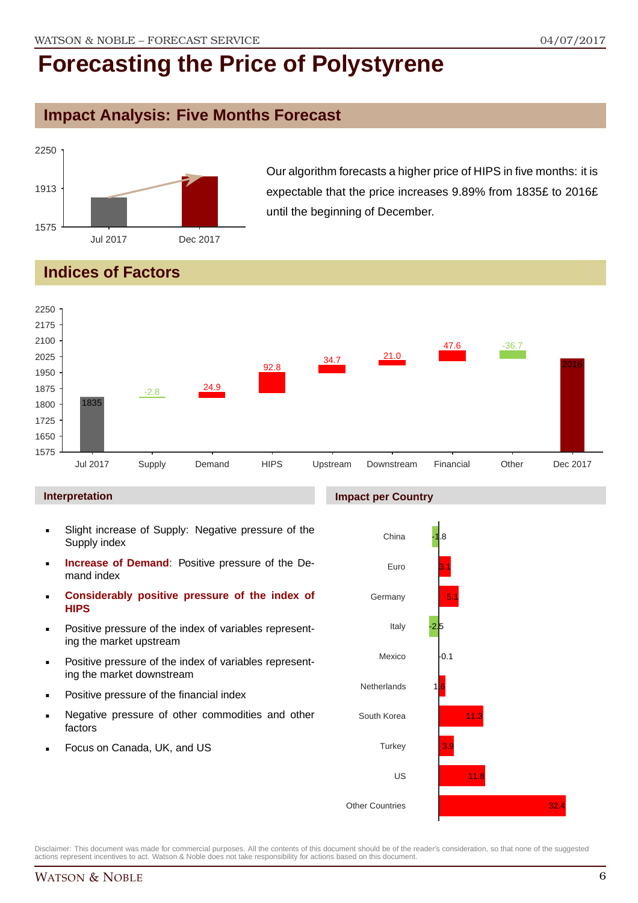# Forecasting the Price of Polystyrene

## Impact Analysis: Five Months Forecast

Our algorithm forecasts a higher price of HIPS in five months: it is expectable that the price increases 9.89% from 1835£ to 2016£ until the beginning of December.

## Indices of Factors

| | Jul 2017 | Supply | Demand | HIPS | Upstream | Downstream | Financial | Other | Dec 2017 |
|---|---|---|---|---|---|---|---|---|---|
| Value | 1835 | -2.8 | 24.9 | 92.8 | 34.7 | 21.0 | 47.6 | -36.7 | 2016 |

### Interpretation

- Slight increase of Supply: Negative pressure of the Supply index
- **Increase of Demand**: Positive pressure of the Demand index
- **Considerably positive pressure of the index of HIPS**
- Positive pressure of the index of variables representing the market upstream
- Positive pressure of the index of variables representing the market downstream
- Positive pressure of the financial index
- Negative pressure of other commodities and other factors
- Focus on Canada, UK, and US

### Impact per Country

| Country | Impact |
|---|---|
| China | -1.8 |
| Euro | 3.1 |
| Germany | 5.1 |
| Italy | -2.5 |
| Mexico | -0.1 |
| Netherlands | 1.6 |
| South Korea | 11.3 |
| Turkey | 3.9 |
| US | 11.8 |
| Other Countries | 32.4 |

Disclaimer: This document was made for commercial purposes. All the contents of this document should be of the reader's consideration, so that none of the suggested actions represent incentives to act. Watson & Noble does not take responsibility for actions based on this document.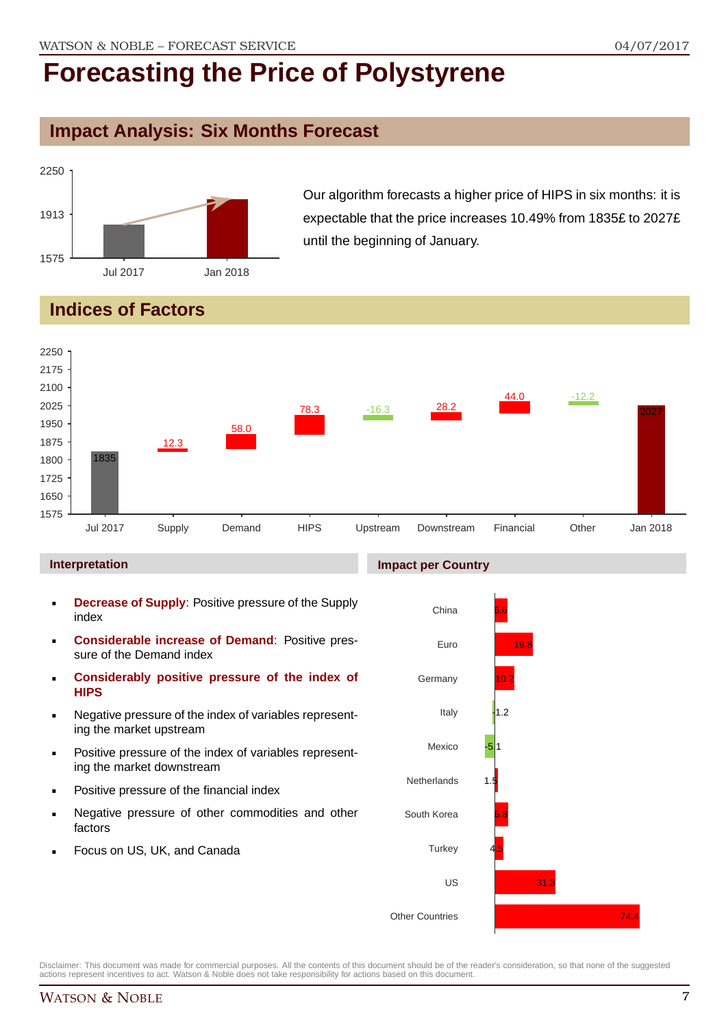# Forecasting the Price of Polystyrene

## Impact Analysis: Six Months Forecast

Our algorithm forecasts a higher price of HIPS in six months: it is expectable that the price increases 10.49% from 1835£ to 2027£ until the beginning of January.

## Indices of Factors

| | Jul 2017 | Supply | Demand | HIPS | Upstream | Downstream | Financial | Other | Jan 2018 |
|---|---|---|---|---|---|---|---|---|---|
| Value | 1835 | 12.3 | 58.0 | 78.3 | -16.3 | 28.2 | 44.0 | -12.2 | 2027 |

### Interpretation

- **Decrease of Supply**: Positive pressure of the Supply index
- **Considerable increase of Demand**: Positive pressure of the Demand index
- **Considerably positive pressure of the index of HIPS**
- Negative pressure of the index of variables representing the market upstream
- Positive pressure of the index of variables representing the market downstream
- Positive pressure of the financial index
- Negative pressure of other commodities and other factors
- Focus on US, UK, and Canada

### Impact per Country

| Country | Impact |
|---|---|
| China | 6.6 |
| Euro | 19.8 |
| Germany | 10.2 |
| Italy | -1.2 |
| Mexico | -5.1 |
| Netherlands | 1.5 |
| South Korea | 6.8 |
| Turkey | 4.5 |
| US | 31.3 |
| Other Countries | 74.4 |

Disclaimer: This document was made for commercial purposes. All the contents of this document should be of the reader's consideration, so that none of the suggested actions represent incentives to act. Watson & Noble does not take responsibility for actions based on this document.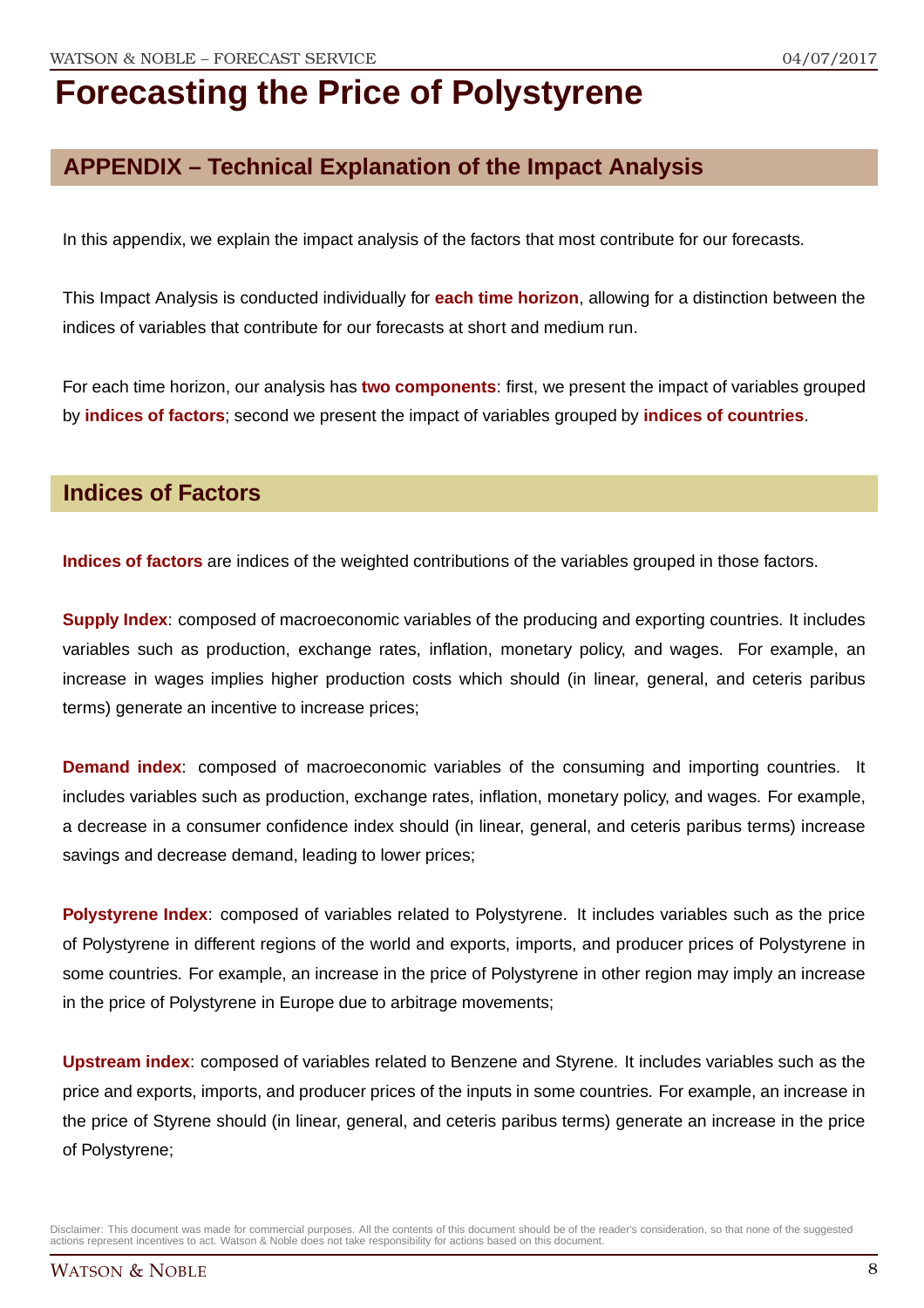# Forecasting the Price of Polystyrene

## APPENDIX – Technical Explanation of the Impact Analysis

In this appendix, we explain the impact analysis of the factors that most contribute for our forecasts.

This Impact Analysis is conducted individually for **each time horizon**, allowing for a distinction between the indices of variables that contribute for our forecasts at short and medium run.

For each time horizon, our analysis has **two components**: first, we present the impact of variables grouped by **indices of factors**; second we present the impact of variables grouped by **indices of countries**.

## Indices of Factors

**Indices of factors** are indices of the weighted contributions of the variables grouped in those factors.

**Supply Index**: composed of macroeconomic variables of the producing and exporting countries. It includes variables such as production, exchange rates, inflation, monetary policy, and wages. For example, an increase in wages implies higher production costs which should (in linear, general, and ceteris paribus terms) generate an incentive to increase prices;

**Demand index**: composed of macroeconomic variables of the consuming and importing countries. It includes variables such as production, exchange rates, inflation, monetary policy, and wages. For example, a decrease in a consumer confidence index should (in linear, general, and ceteris paribus terms) increase savings and decrease demand, leading to lower prices;

**Polystyrene Index**: composed of variables related to Polystyrene. It includes variables such as the price of Polystyrene in different regions of the world and exports, imports, and producer prices of Polystyrene in some countries. For example, an increase in the price of Polystyrene in other region may imply an increase in the price of Polystyrene in Europe due to arbitrage movements;

**Upstream index**: composed of variables related to Benzene and Styrene. It includes variables such as the price and exports, imports, and producer prices of the inputs in some countries. For example, an increase in the price of Styrene should (in linear, general, and ceteris paribus terms) generate an increase in the price of Polystyrene;

Disclaimer: This document was made for commercial purposes. All the contents of this document should be of the reader's consideration, so that none of the suggested actions represent incentives to act. Watson & Noble does not take responsibility for actions based on this document.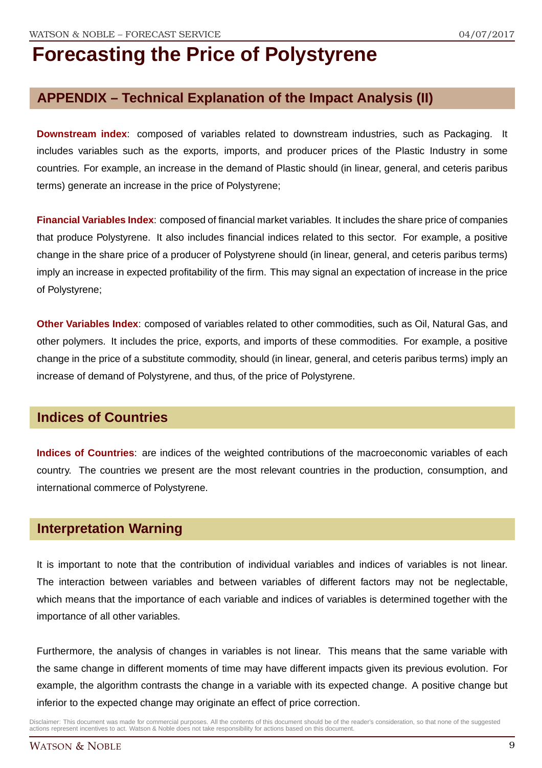# Forecasting the Price of Polystyrene

## APPENDIX – Technical Explanation of the Impact Analysis (II)

**Downstream index**: composed of variables related to downstream industries, such as Packaging. It includes variables such as the exports, imports, and producer prices of the Plastic Industry in some countries. For example, an increase in the demand of Plastic should (in linear, general, and ceteris paribus terms) generate an increase in the price of Polystyrene;

**Financial Variables Index**: composed of financial market variables. It includes the share price of companies that produce Polystyrene. It also includes financial indices related to this sector. For example, a positive change in the share price of a producer of Polystyrene should (in linear, general, and ceteris paribus terms) imply an increase in expected profitability of the firm. This may signal an expectation of increase in the price of Polystyrene;

**Other Variables Index**: composed of variables related to other commodities, such as Oil, Natural Gas, and other polymers. It includes the price, exports, and imports of these commodities. For example, a positive change in the price of a substitute commodity, should (in linear, general, and ceteris paribus terms) imply an increase of demand of Polystyrene, and thus, of the price of Polystyrene.

## Indices of Countries

**Indices of Countries**: are indices of the weighted contributions of the macroeconomic variables of each country. The countries we present are the most relevant countries in the production, consumption, and international commerce of Polystyrene.

## Interpretation Warning

It is important to note that the contribution of individual variables and indices of variables is not linear. The interaction between variables and between variables of different factors may not be neglectable, which means that the importance of each variable and indices of variables is determined together with the importance of all other variables.

Furthermore, the analysis of changes in variables is not linear. This means that the same variable with the same change in different moments of time may have different impacts given its previous evolution. For example, the algorithm contrasts the change in a variable with its expected change. A positive change but inferior to the expected change may originate an effect of price correction.

Disclaimer: This document was made for commercial purposes. All the contents of this document should be of the reader's consideration, so that none of the suggested actions represent incentives to act. Watson & Noble does not take responsibility for actions based on this document.